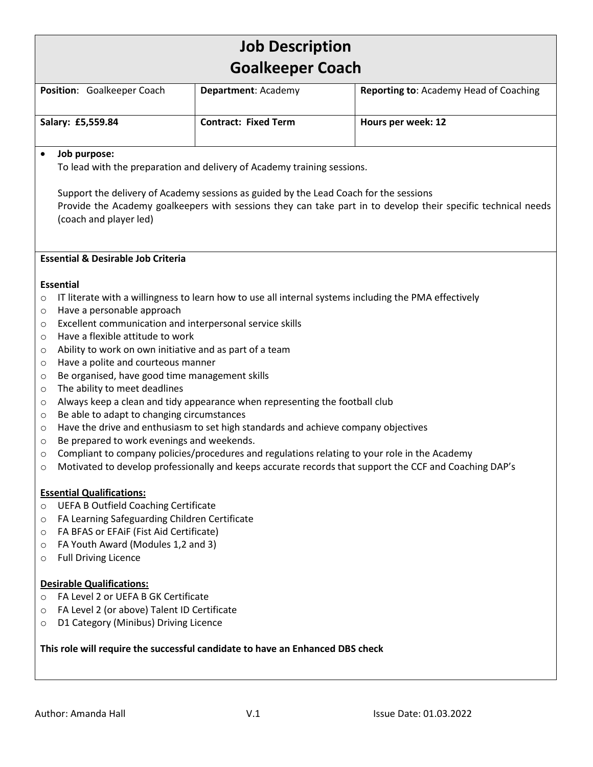# Job Description
# Goalkeeper Coach

| **Position**: Goalkeeper Coach | **Department**: Academy | **Reporting to**: Academy Head of Coaching |
|---|---|---|
| **Salary: £5,559.84** | **Contract: Fixed Term** | **Hours per week: 12** |

- **Job purpose:**

  To lead with the preparation and delivery of Academy training sessions.

  Support the delivery of Academy sessions as guided by the Lead Coach for the sessions

  Provide the Academy goalkeepers with sessions they can take part in to develop their specific technical needs (coach and player led)

**Essential & Desirable Job Criteria**

**Essential**

- IT literate with a willingness to learn how to use all internal systems including the PMA effectively
- Have a personable approach
- Excellent communication and interpersonal service skills
- Have a flexible attitude to work
- Ability to work on own initiative and as part of a team
- Have a polite and courteous manner
- Be organised, have good time management skills
- The ability to meet deadlines
- Always keep a clean and tidy appearance when representing the football club
- Be able to adapt to changing circumstances
- Have the drive and enthusiasm to set high standards and achieve company objectives
- Be prepared to work evenings and weekends.
- Compliant to company policies/procedures and regulations relating to your role in the Academy
- Motivated to develop professionally and keeps accurate records that support the CCF and Coaching DAP's

**Essential Qualifications:**

- UEFA B Outfield Coaching Certificate
- FA Learning Safeguarding Children Certificate
- FA BFAS or EFAiF (Fist Aid Certificate)
- FA Youth Award (Modules 1,2 and 3)
- Full Driving Licence

**Desirable Qualifications:**

- FA Level 2 or UEFA B GK Certificate
- FA Level 2 (or above) Talent ID Certificate
- D1 Category (Minibus) Driving Licence

**This role will require the successful candidate to have an Enhanced DBS check**

Author: Amanda Hall | V.1 | Issue Date: 01.03.2022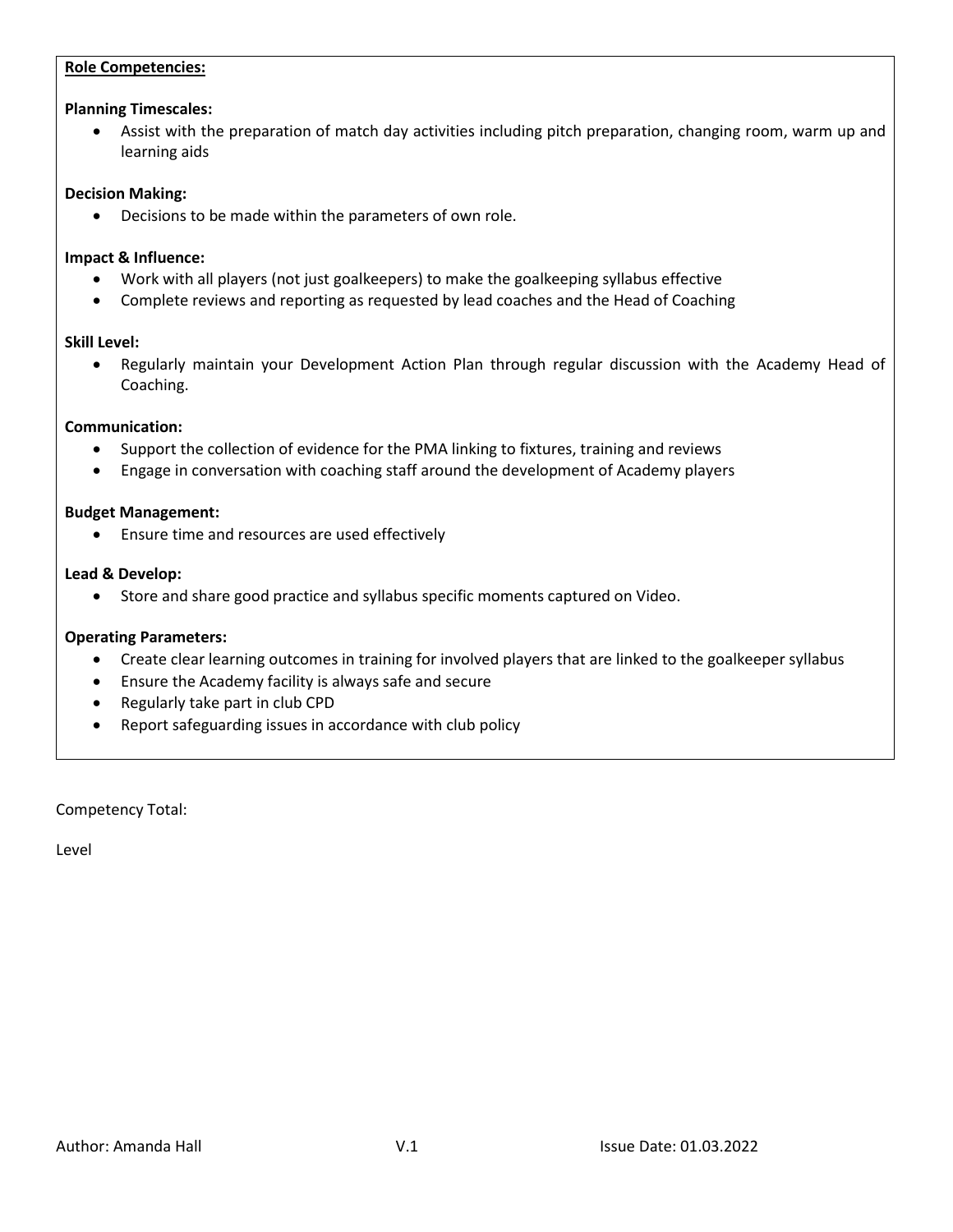**Role Competencies:**

**Planning Timescales:**

- Assist with the preparation of match day activities including pitch preparation, changing room, warm up and learning aids

**Decision Making:**

- Decisions to be made within the parameters of own role.

**Impact & Influence:**

- Work with all players (not just goalkeepers) to make the goalkeeping syllabus effective
- Complete reviews and reporting as requested by lead coaches and the Head of Coaching

**Skill Level:**

- Regularly maintain your Development Action Plan through regular discussion with the Academy Head of Coaching.

**Communication:**

- Support the collection of evidence for the PMA linking to fixtures, training and reviews
- Engage in conversation with coaching staff around the development of Academy players

**Budget Management:**

- Ensure time and resources are used effectively

**Lead & Develop:**

- Store and share good practice and syllabus specific moments captured on Video.

**Operating Parameters:**

- Create clear learning outcomes in training for involved players that are linked to the goalkeeper syllabus
- Ensure the Academy facility is always safe and secure
- Regularly take part in club CPD
- Report safeguarding issues in accordance with club policy

Competency Total:

Level